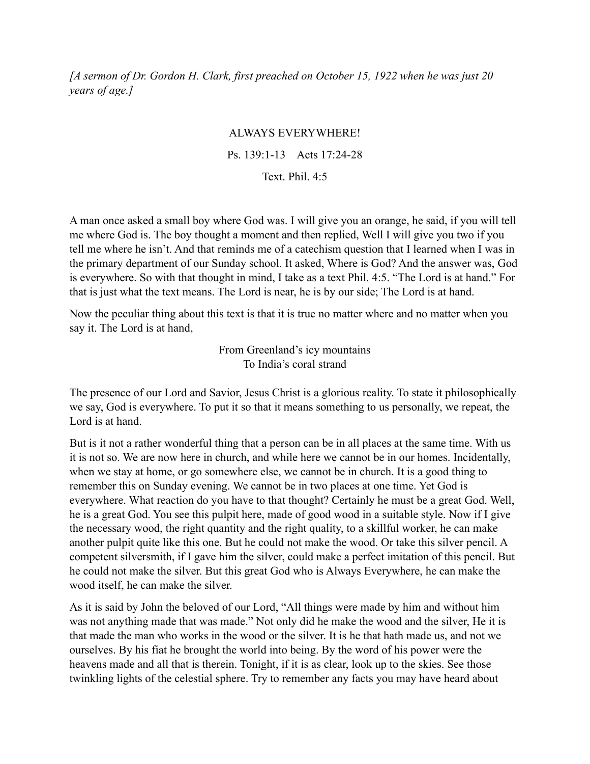*[A sermon of Dr. Gordon H. Clark, first preached on October 15, 1922 when he was just 20 years of age.]*

# ALWAYS EVERYWHERE!

Ps. 139:1-13 Acts 17:24-28

Text. Phil. 4:5

A man once asked a small boy where God was. I will give you an orange, he said, if you will tell me where God is. The boy thought a moment and then replied, Well I will give you two if you tell me where he isn't. And that reminds me of a catechism question that I learned when I was in the primary department of our Sunday school. It asked, Where is God? And the answer was, God is everywhere. So with that thought in mind, I take as a text Phil. 4:5. "The Lord is at hand." For that is just what the text means. The Lord is near, he is by our side; The Lord is at hand.

Now the peculiar thing about this text is that it is true no matter where and no matter when you say it. The Lord is at hand,

From Greenland's icy mountains
To India's coral strand

The presence of our Lord and Savior, Jesus Christ is a glorious reality. To state it philosophically we say, God is everywhere. To put it so that it means something to us personally, we repeat, the Lord is at hand.

But is it not a rather wonderful thing that a person can be in all places at the same time. With us it is not so. We are now here in church, and while here we cannot be in our homes. Incidentally, when we stay at home, or go somewhere else, we cannot be in church. It is a good thing to remember this on Sunday evening. We cannot be in two places at one time. Yet God is everywhere. What reaction do you have to that thought? Certainly he must be a great God. Well, he is a great God. You see this pulpit here, made of good wood in a suitable style. Now if I give the necessary wood, the right quantity and the right quality, to a skillful worker, he can make another pulpit quite like this one. But he could not make the wood. Or take this silver pencil. A competent silversmith, if I gave him the silver, could make a perfect imitation of this pencil. But he could not make the silver. But this great God who is Always Everywhere, he can make the wood itself, he can make the silver.

As it is said by John the beloved of our Lord, "All things were made by him and without him was not anything made that was made." Not only did he make the wood and the silver, He it is that made the man who works in the wood or the silver. It is he that hath made us, and not we ourselves. By his fiat he brought the world into being. By the word of his power were the heavens made and all that is therein. Tonight, if it is as clear, look up to the skies. See those twinkling lights of the celestial sphere. Try to remember any facts you may have heard about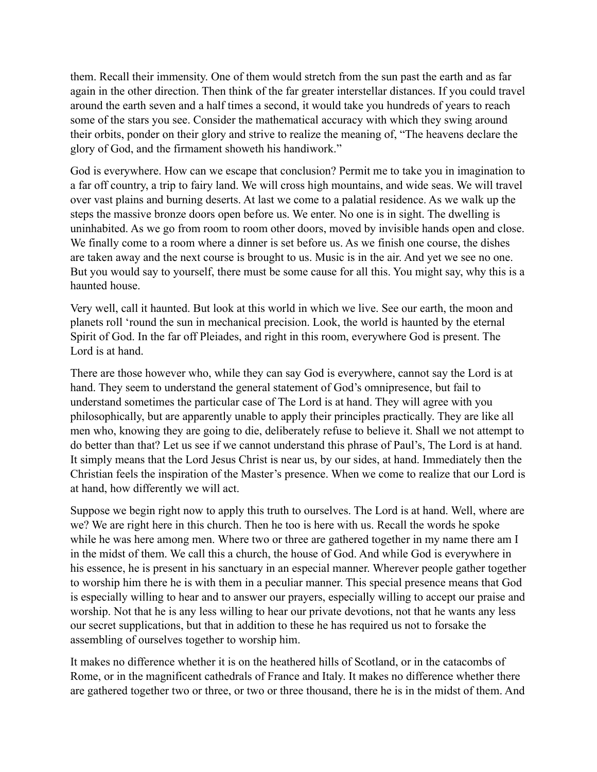them. Recall their immensity. One of them would stretch from the sun past the earth and as far again in the other direction. Then think of the far greater interstellar distances. If you could travel around the earth seven and a half times a second, it would take you hundreds of years to reach some of the stars you see. Consider the mathematical accuracy with which they swing around their orbits, ponder on their glory and strive to realize the meaning of, "The heavens declare the glory of God, and the firmament showeth his handiwork."

God is everywhere. How can we escape that conclusion? Permit me to take you in imagination to a far off country, a trip to fairy land. We will cross high mountains, and wide seas. We will travel over vast plains and burning deserts. At last we come to a palatial residence. As we walk up the steps the massive bronze doors open before us. We enter. No one is in sight. The dwelling is uninhabited. As we go from room to room other doors, moved by invisible hands open and close. We finally come to a room where a dinner is set before us. As we finish one course, the dishes are taken away and the next course is brought to us. Music is in the air. And yet we see no one. But you would say to yourself, there must be some cause for all this. You might say, why this is a haunted house.

Very well, call it haunted. But look at this world in which we live. See our earth, the moon and planets roll 'round the sun in mechanical precision. Look, the world is haunted by the eternal Spirit of God. In the far off Pleiades, and right in this room, everywhere God is present. The Lord is at hand.

There are those however who, while they can say God is everywhere, cannot say the Lord is at hand. They seem to understand the general statement of God's omnipresence, but fail to understand sometimes the particular case of The Lord is at hand. They will agree with you philosophically, but are apparently unable to apply their principles practically. They are like all men who, knowing they are going to die, deliberately refuse to believe it. Shall we not attempt to do better than that? Let us see if we cannot understand this phrase of Paul's, The Lord is at hand. It simply means that the Lord Jesus Christ is near us, by our sides, at hand. Immediately then the Christian feels the inspiration of the Master's presence. When we come to realize that our Lord is at hand, how differently we will act.

Suppose we begin right now to apply this truth to ourselves. The Lord is at hand. Well, where are we? We are right here in this church. Then he too is here with us. Recall the words he spoke while he was here among men. Where two or three are gathered together in my name there am I in the midst of them. We call this a church, the house of God. And while God is everywhere in his essence, he is present in his sanctuary in an especial manner. Wherever people gather together to worship him there he is with them in a peculiar manner. This special presence means that God is especially willing to hear and to answer our prayers, especially willing to accept our praise and worship. Not that he is any less willing to hear our private devotions, not that he wants any less our secret supplications, but that in addition to these he has required us not to forsake the assembling of ourselves together to worship him.

It makes no difference whether it is on the heathered hills of Scotland, or in the catacombs of Rome, or in the magnificent cathedrals of France and Italy. It makes no difference whether there are gathered together two or three, or two or three thousand, there he is in the midst of them. And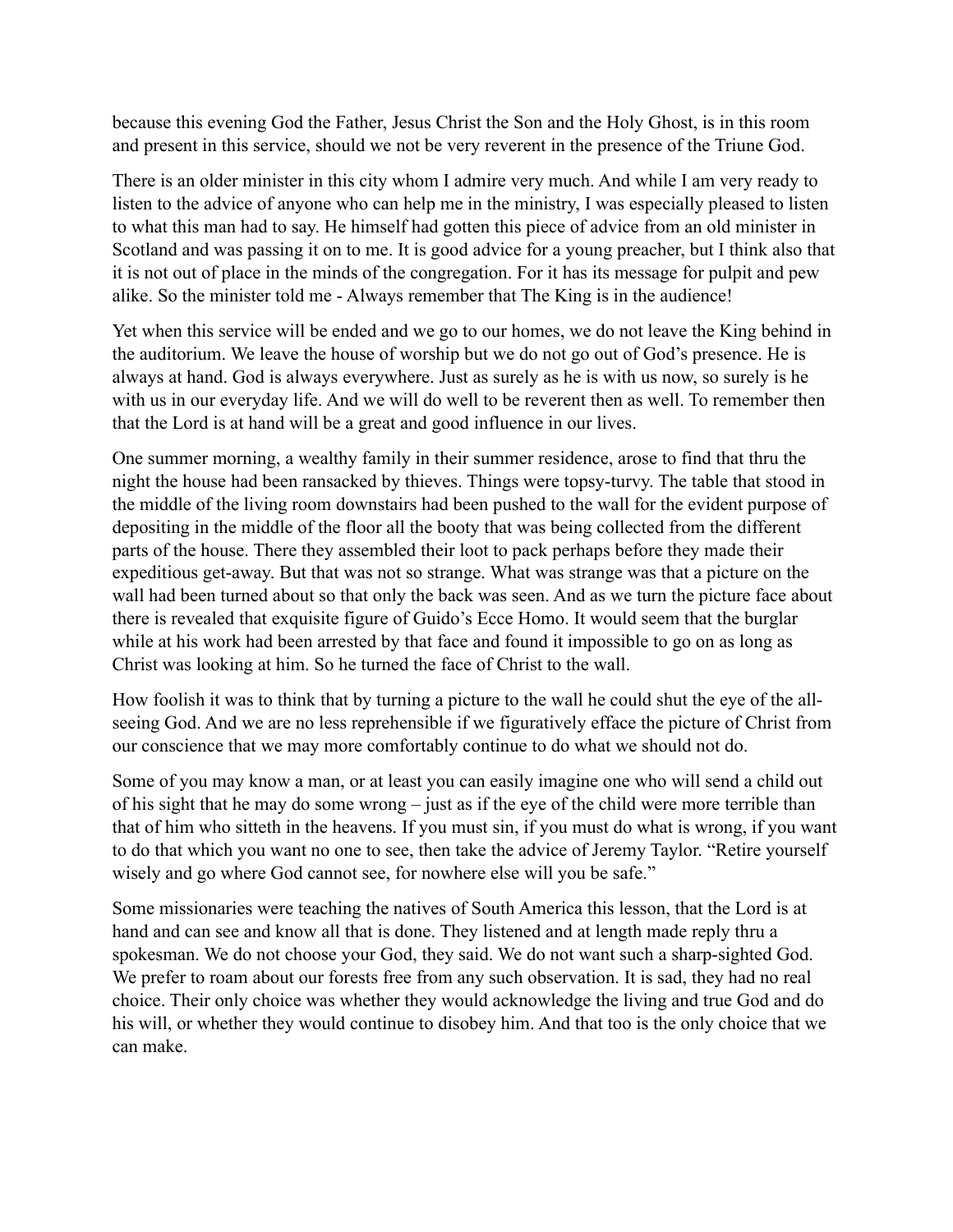because this evening God the Father, Jesus Christ the Son and the Holy Ghost, is in this room and present in this service, should we not be very reverent in the presence of the Triune God.

There is an older minister in this city whom I admire very much. And while I am very ready to listen to the advice of anyone who can help me in the ministry, I was especially pleased to listen to what this man had to say. He himself had gotten this piece of advice from an old minister in Scotland and was passing it on to me. It is good advice for a young preacher, but I think also that it is not out of place in the minds of the congregation. For it has its message for pulpit and pew alike. So the minister told me - Always remember that The King is in the audience!

Yet when this service will be ended and we go to our homes, we do not leave the King behind in the auditorium. We leave the house of worship but we do not go out of God's presence. He is always at hand. God is always everywhere. Just as surely as he is with us now, so surely is he with us in our everyday life. And we will do well to be reverent then as well. To remember then that the Lord is at hand will be a great and good influence in our lives.

One summer morning, a wealthy family in their summer residence, arose to find that thru the night the house had been ransacked by thieves. Things were topsy-turvy. The table that stood in the middle of the living room downstairs had been pushed to the wall for the evident purpose of depositing in the middle of the floor all the booty that was being collected from the different parts of the house. There they assembled their loot to pack perhaps before they made their expeditious get-away. But that was not so strange. What was strange was that a picture on the wall had been turned about so that only the back was seen. And as we turn the picture face about there is revealed that exquisite figure of Guido's Ecce Homo. It would seem that the burglar while at his work had been arrested by that face and found it impossible to go on as long as Christ was looking at him. So he turned the face of Christ to the wall.

How foolish it was to think that by turning a picture to the wall he could shut the eye of the all-seeing God. And we are no less reprehensible if we figuratively efface the picture of Christ from our conscience that we may more comfortably continue to do what we should not do.

Some of you may know a man, or at least you can easily imagine one who will send a child out of his sight that he may do some wrong – just as if the eye of the child were more terrible than that of him who sitteth in the heavens. If you must sin, if you must do what is wrong, if you want to do that which you want no one to see, then take the advice of Jeremy Taylor. "Retire yourself wisely and go where God cannot see, for nowhere else will you be safe."

Some missionaries were teaching the natives of South America this lesson, that the Lord is at hand and can see and know all that is done. They listened and at length made reply thru a spokesman. We do not choose your God, they said. We do not want such a sharp-sighted God. We prefer to roam about our forests free from any such observation. It is sad, they had no real choice. Their only choice was whether they would acknowledge the living and true God and do his will, or whether they would continue to disobey him. And that too is the only choice that we can make.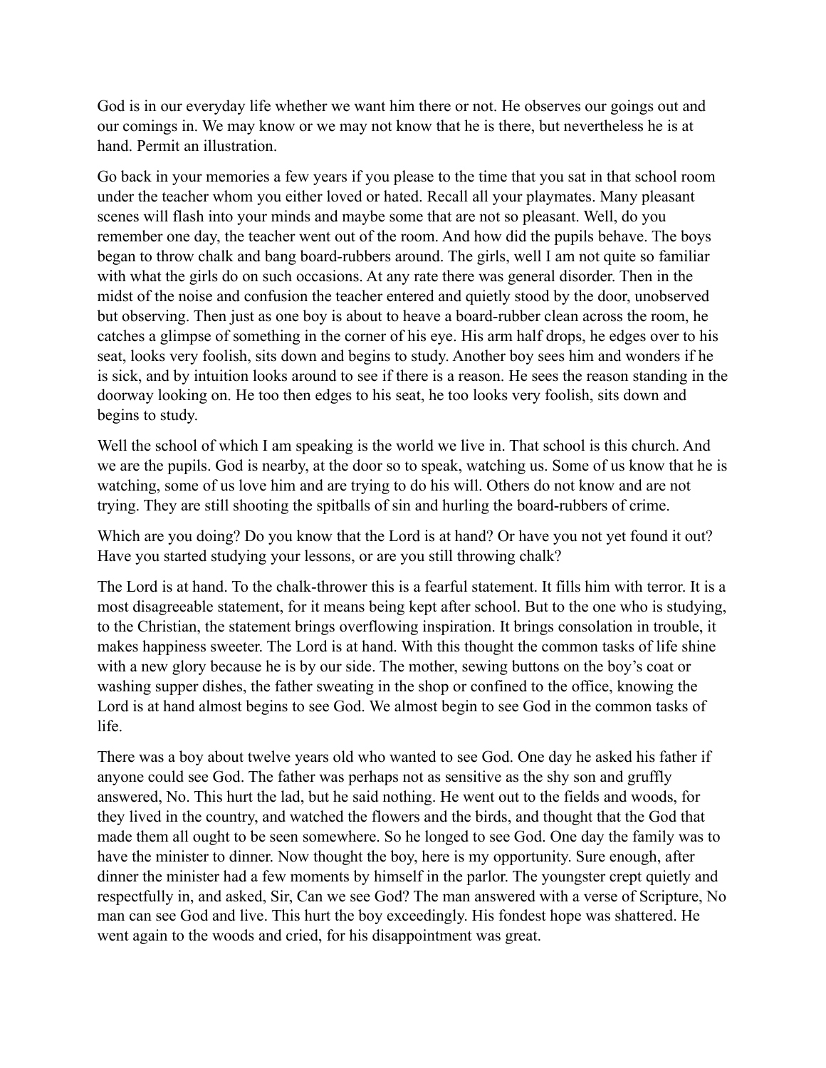God is in our everyday life whether we want him there or not. He observes our goings out and our comings in. We may know or we may not know that he is there, but nevertheless he is at hand. Permit an illustration.

Go back in your memories a few years if you please to the time that you sat in that school room under the teacher whom you either loved or hated. Recall all your playmates. Many pleasant scenes will flash into your minds and maybe some that are not so pleasant. Well, do you remember one day, the teacher went out of the room. And how did the pupils behave. The boys began to throw chalk and bang board-rubbers around. The girls, well I am not quite so familiar with what the girls do on such occasions. At any rate there was general disorder. Then in the midst of the noise and confusion the teacher entered and quietly stood by the door, unobserved but observing. Then just as one boy is about to heave a board-rubber clean across the room, he catches a glimpse of something in the corner of his eye. His arm half drops, he edges over to his seat, looks very foolish, sits down and begins to study. Another boy sees him and wonders if he is sick, and by intuition looks around to see if there is a reason. He sees the reason standing in the doorway looking on. He too then edges to his seat, he too looks very foolish, sits down and begins to study.

Well the school of which I am speaking is the world we live in. That school is this church. And we are the pupils. God is nearby, at the door so to speak, watching us. Some of us know that he is watching, some of us love him and are trying to do his will. Others do not know and are not trying. They are still shooting the spitballs of sin and hurling the board-rubbers of crime.

Which are you doing? Do you know that the Lord is at hand? Or have you not yet found it out? Have you started studying your lessons, or are you still throwing chalk?

The Lord is at hand. To the chalk-thrower this is a fearful statement. It fills him with terror. It is a most disagreeable statement, for it means being kept after school. But to the one who is studying, to the Christian, the statement brings overflowing inspiration. It brings consolation in trouble, it makes happiness sweeter. The Lord is at hand. With this thought the common tasks of life shine with a new glory because he is by our side. The mother, sewing buttons on the boy's coat or washing supper dishes, the father sweating in the shop or confined to the office, knowing the Lord is at hand almost begins to see God. We almost begin to see God in the common tasks of life.

There was a boy about twelve years old who wanted to see God. One day he asked his father if anyone could see God. The father was perhaps not as sensitive as the shy son and gruffly answered, No. This hurt the lad, but he said nothing. He went out to the fields and woods, for they lived in the country, and watched the flowers and the birds, and thought that the God that made them all ought to be seen somewhere. So he longed to see God. One day the family was to have the minister to dinner. Now thought the boy, here is my opportunity. Sure enough, after dinner the minister had a few moments by himself in the parlor. The youngster crept quietly and respectfully in, and asked, Sir, Can we see God? The man answered with a verse of Scripture, No man can see God and live. This hurt the boy exceedingly. His fondest hope was shattered. He went again to the woods and cried, for his disappointment was great.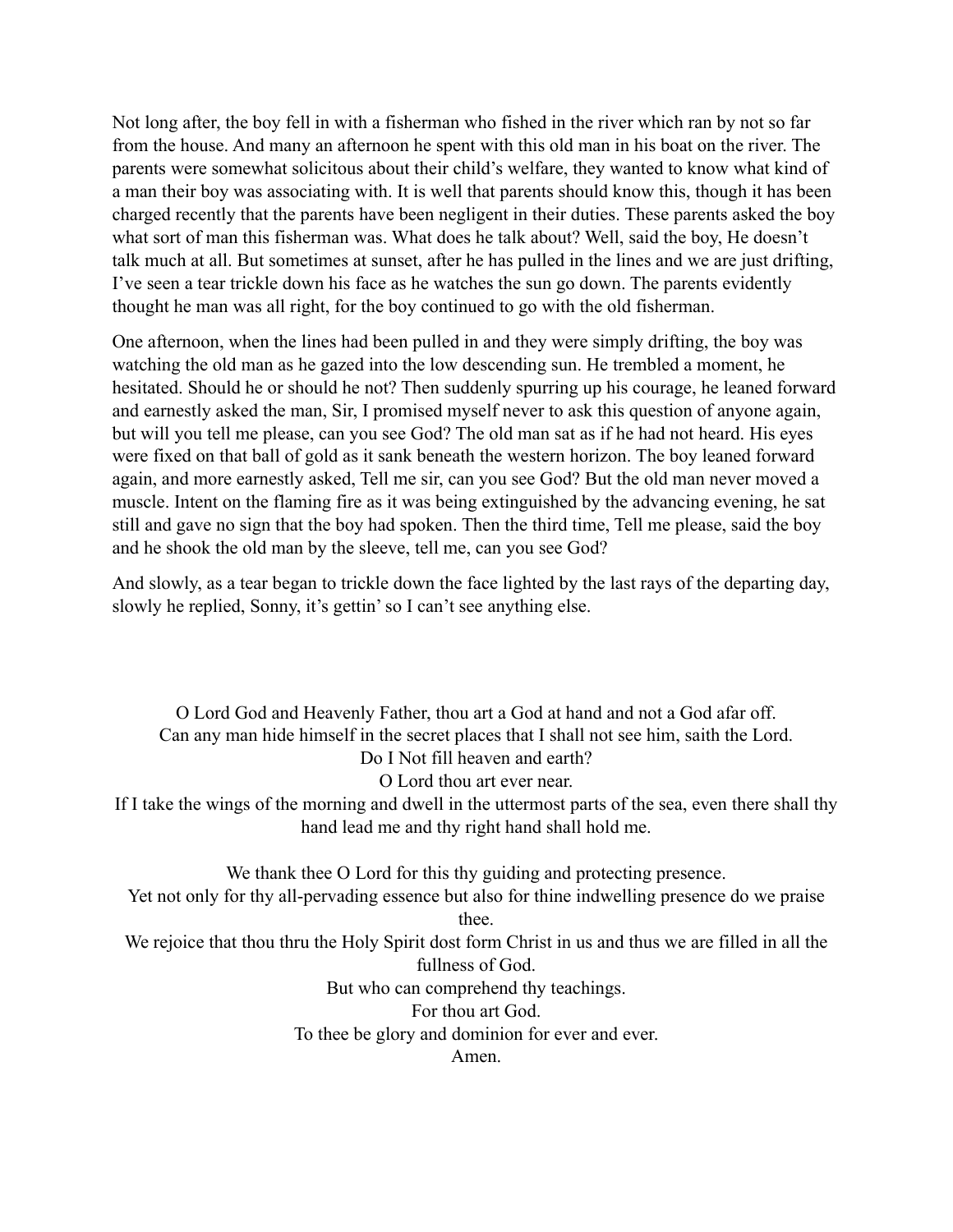Not long after, the boy fell in with a fisherman who fished in the river which ran by not so far from the house. And many an afternoon he spent with this old man in his boat on the river. The parents were somewhat solicitous about their child's welfare, they wanted to know what kind of a man their boy was associating with. It is well that parents should know this, though it has been charged recently that the parents have been negligent in their duties. These parents asked the boy what sort of man this fisherman was. What does he talk about? Well, said the boy, He doesn't talk much at all. But sometimes at sunset, after he has pulled in the lines and we are just drifting, I've seen a tear trickle down his face as he watches the sun go down. The parents evidently thought he man was all right, for the boy continued to go with the old fisherman.

One afternoon, when the lines had been pulled in and they were simply drifting, the boy was watching the old man as he gazed into the low descending sun. He trembled a moment, he hesitated. Should he or should he not? Then suddenly spurring up his courage, he leaned forward and earnestly asked the man, Sir, I promised myself never to ask this question of anyone again, but will you tell me please, can you see God? The old man sat as if he had not heard. His eyes were fixed on that ball of gold as it sank beneath the western horizon. The boy leaned forward again, and more earnestly asked, Tell me sir, can you see God? But the old man never moved a muscle. Intent on the flaming fire as it was being extinguished by the advancing evening, he sat still and gave no sign that the boy had spoken. Then the third time, Tell me please, said the boy and he shook the old man by the sleeve, tell me, can you see God?

And slowly, as a tear began to trickle down the face lighted by the last rays of the departing day, slowly he replied, Sonny, it's gettin' so I can't see anything else.

O Lord God and Heavenly Father, thou art a God at hand and not a God afar off.
Can any man hide himself in the secret places that I shall not see him, saith the Lord.
Do I Not fill heaven and earth?
O Lord thou art ever near.
If I take the wings of the morning and dwell in the uttermost parts of the sea, even there shall thy hand lead me and thy right hand shall hold me.

We thank thee O Lord for this thy guiding and protecting presence.
Yet not only for thy all-pervading essence but also for thine indwelling presence do we praise thee.
We rejoice that thou thru the Holy Spirit dost form Christ in us and thus we are filled in all the fullness of God.
But who can comprehend thy teachings.
For thou art God.
To thee be glory and dominion for ever and ever.
Amen.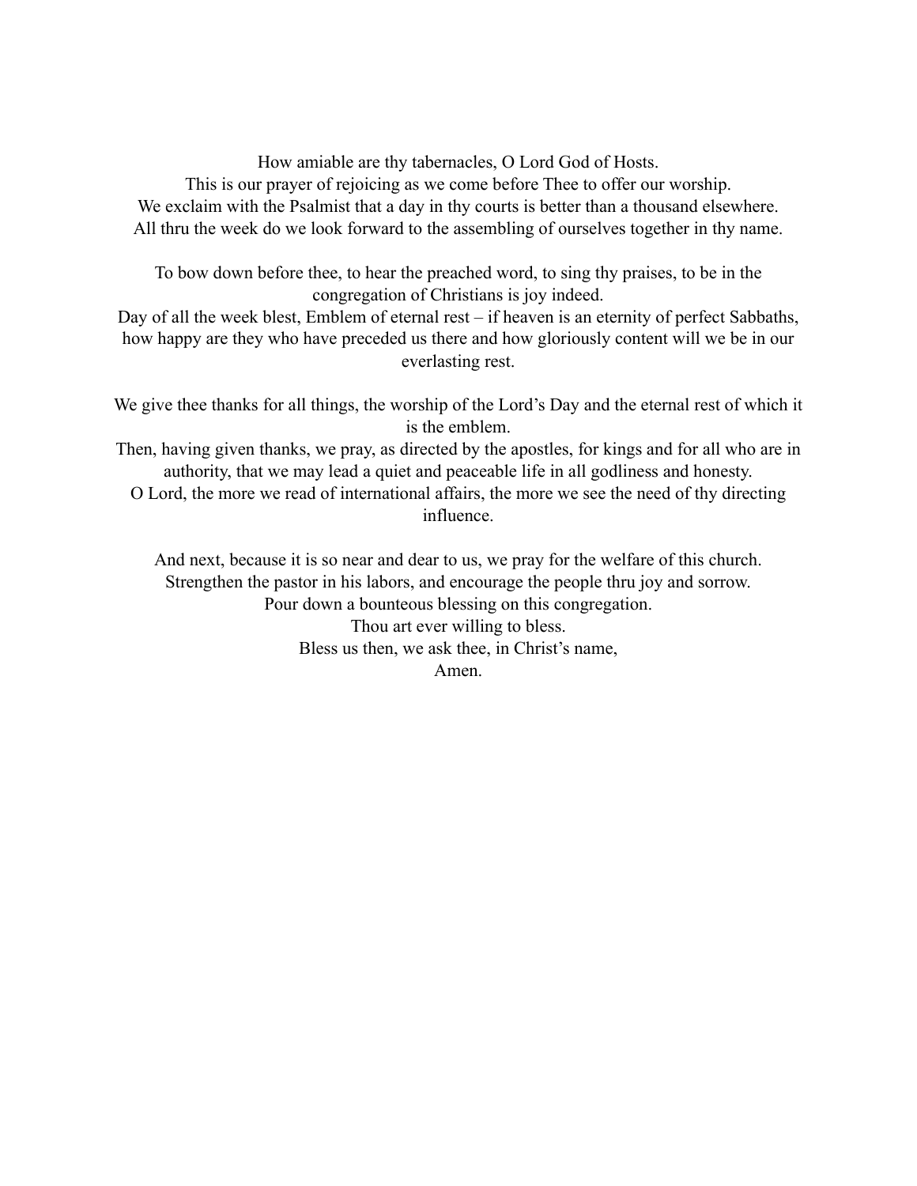How amiable are thy tabernacles, O Lord God of Hosts.
This is our prayer of rejoicing as we come before Thee to offer our worship.
We exclaim with the Psalmist that a day in thy courts is better than a thousand elsewhere.
All thru the week do we look forward to the assembling of ourselves together in thy name.

To bow down before thee, to hear the preached word, to sing thy praises, to be in the congregation of Christians is joy indeed.
Day of all the week blest, Emblem of eternal rest – if heaven is an eternity of perfect Sabbaths, how happy are they who have preceded us there and how gloriously content will we be in our everlasting rest.

We give thee thanks for all things, the worship of the Lord's Day and the eternal rest of which it is the emblem.
Then, having given thanks, we pray, as directed by the apostles, for kings and for all who are in authority, that we may lead a quiet and peaceable life in all godliness and honesty.
O Lord, the more we read of international affairs, the more we see the need of thy directing influence.

And next, because it is so near and dear to us, we pray for the welfare of this church.
Strengthen the pastor in his labors, and encourage the people thru joy and sorrow.
Pour down a bounteous blessing on this congregation.
Thou art ever willing to bless.
Bless us then, we ask thee, in Christ's name,
Amen.